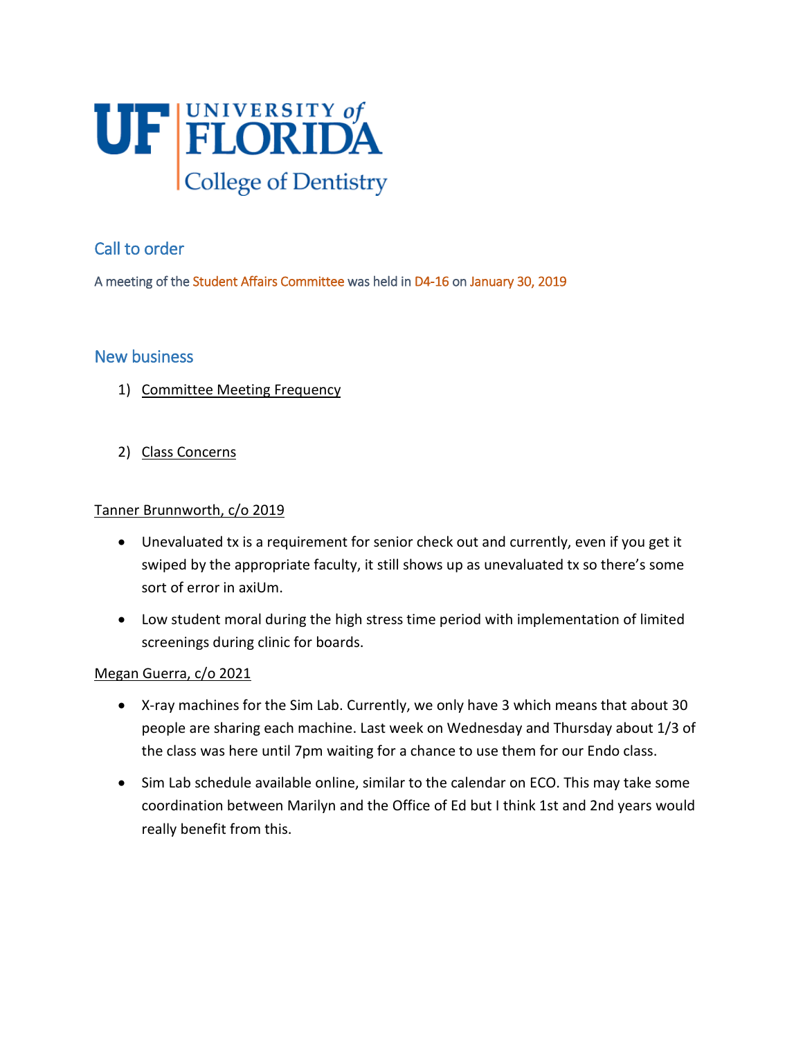UF | UNIVERSITY of FLORIDA
College of Dentistry

## Call to order

A meeting of the Student Affairs Committee was held in D4-16 on January 30, 2019

## New business

1) Committee Meeting Frequency

2) Class Concerns

Tanner Brunnworth, c/o 2019

- Unevaluated tx is a requirement for senior check out and currently, even if you get it swiped by the appropriate faculty, it still shows up as unevaluated tx so there's some sort of error in axiUm.
- Low student moral during the high stress time period with implementation of limited screenings during clinic for boards.

Megan Guerra, c/o 2021

- X-ray machines for the Sim Lab. Currently, we only have 3 which means that about 30 people are sharing each machine. Last week on Wednesday and Thursday about 1/3 of the class was here until 7pm waiting for a chance to use them for our Endo class.
- Sim Lab schedule available online, similar to the calendar on ECO. This may take some coordination between Marilyn and the Office of Ed but I think 1st and 2nd years would really benefit from this.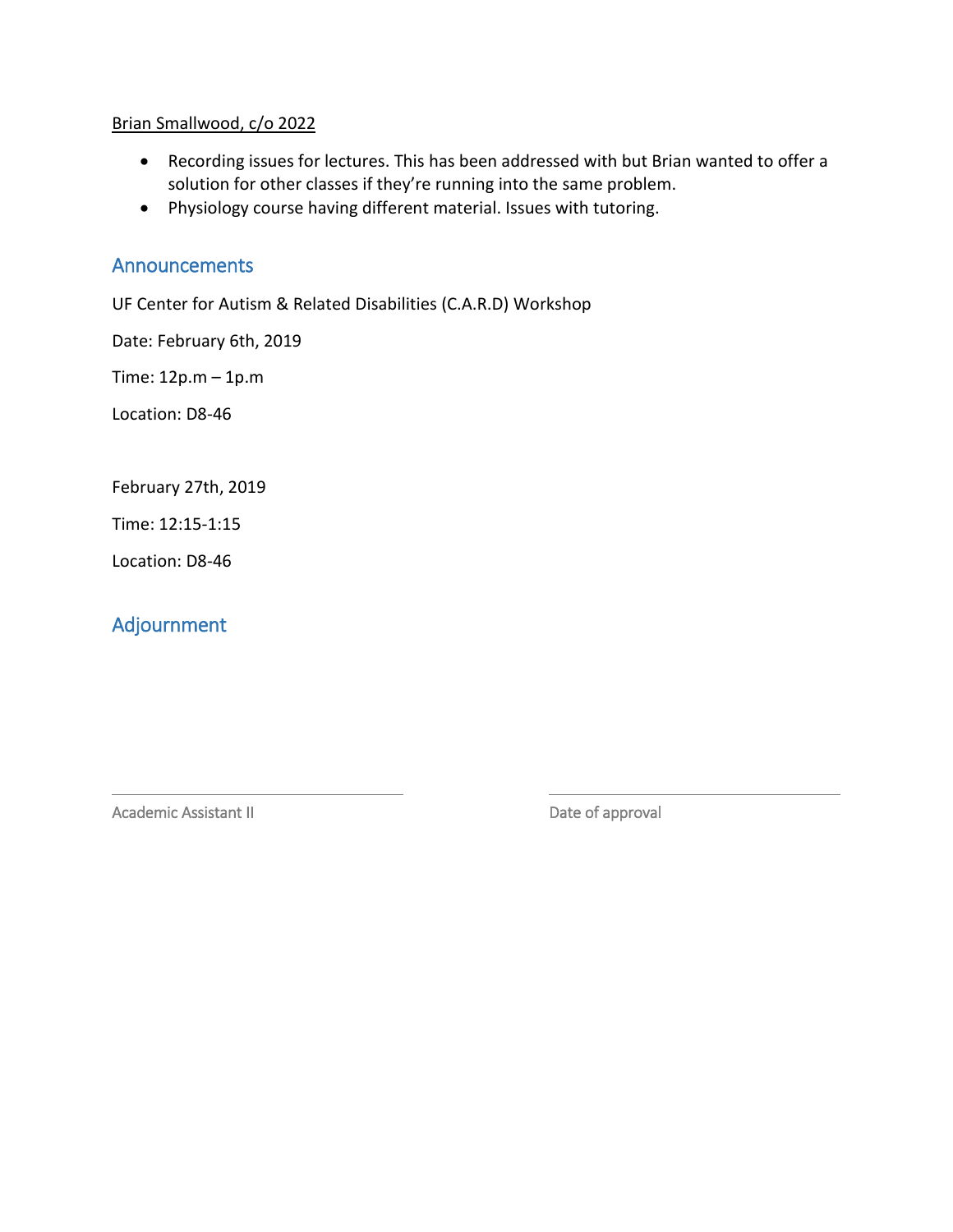Brian Smallwood, c/o 2022

- Recording issues for lectures. This has been addressed with but Brian wanted to offer a solution for other classes if they're running into the same problem.
- Physiology course having different material. Issues with tutoring.

## Announcements

UF Center for Autism & Related Disabilities (C.A.R.D) Workshop

Date: February 6th, 2019

Time: 12p.m – 1p.m

Location: D8-46

February 27th, 2019

Time: 12:15-1:15

Location: D8-46

## Adjournment

Academic Assistant II

Date of approval